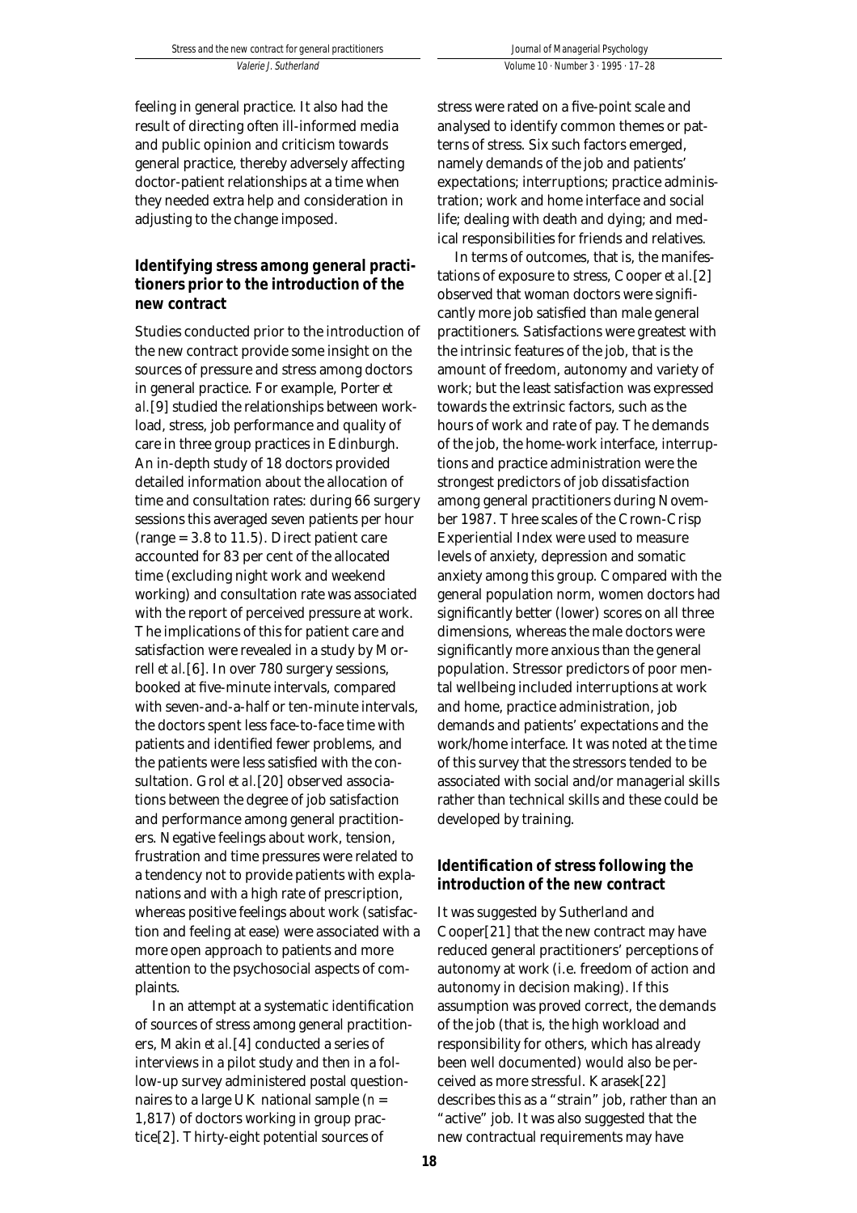feeling in general practice. It also had the result of directing often ill-informed media and public opinion and criticism towards general practice, thereby adversely affecting doctor-patient relationships at a time when they needed extra help and consideration in adjusting to the change imposed.

## Identifying stress among general practitioners prior to the introduction of the new contract

Studies conducted prior to the introduction of the new contract provide some insight on the sources of pressure and stress among doctors in general practice. For example, Porter *et al.*[9] studied the relationships between workload, stress, job performance and quality of care in three group practices in Edinburgh. An in-depth study of 18 doctors provided detailed information about the allocation of time and consultation rates: during 66 surgery sessions this averaged seven patients per hour (range = 3.8 to 11.5). Direct patient care accounted for 83 per cent of the allocated time (excluding night work and weekend working) and consultation rate was associated with the report of perceived pressure at work. The implications of this for patient care and satisfaction were revealed in a study by Morrell *et al.*[6]. In over 780 surgery sessions, booked at five-minute intervals, compared with seven-and-a-half or ten-minute intervals, the doctors spent less face-to-face time with patients and identified fewer problems, and the patients were less satisfied with the consultation. Grol *et al.*[20] observed associations between the degree of job satisfaction and performance among general practitioners. Negative feelings about work, tension, frustration and time pressures were related to a tendency not to provide patients with explanations and with a high rate of prescription, whereas positive feelings about work (satisfaction and feeling at ease) were associated with a more open approach to patients and more attention to the psychosocial aspects of complaints.

In an attempt at a systematic identification of sources of stress among general practitioners, Makin *et al.*[4] conducted a series of interviews in a pilot study and then in a follow-up survey administered postal questionnaires to a large UK national sample ($n$ = 1,817) of doctors working in group practice[2]. Thirty-eight potential sources of stress were rated on a five-point scale and analysed to identify common themes or patterns of stress. Six such factors emerged, namely demands of the job and patients' expectations; interruptions; practice administration; work and home interface and social life; dealing with death and dying; and medical responsibilities for friends and relatives.

In terms of outcomes, that is, the manifestations of exposure to stress, Cooper *et al.*[2] observed that woman doctors were significantly more job satisfied than male general practitioners. Satisfactions were greatest with the intrinsic features of the job, that is the amount of freedom, autonomy and variety of work; but the least satisfaction was expressed towards the extrinsic factors, such as the hours of work and rate of pay. The demands of the job, the home-work interface, interruptions and practice administration were the strongest predictors of job dissatisfaction among general practitioners during November 1987. Three scales of the Crown-Crisp Experiential Index were used to measure levels of anxiety, depression and somatic anxiety among this group. Compared with the general population norm, women doctors had significantly better (lower) scores on all three dimensions, whereas the male doctors were significantly more anxious than the general population. Stressor predictors of poor mental wellbeing included interruptions at work and home, practice administration, job demands and patients' expectations and the work/home interface. It was noted at the time of this survey that the stressors tended to be associated with social and/or managerial skills rather than technical skills and these could be developed by training.

## Identification of stress following the introduction of the new contract

It was suggested by Sutherland and Cooper[21] that the new contract may have reduced general practitioners' perceptions of autonomy at work (i.e. freedom of action and autonomy in decision making). If this assumption was proved correct, the demands of the job (that is, the high workload and responsibility for others, which has already been well documented) would also be perceived as more stressful. Karasek[22] describes this as a "strain" job, rather than an "active" job. It was also suggested that the new contractual requirements may have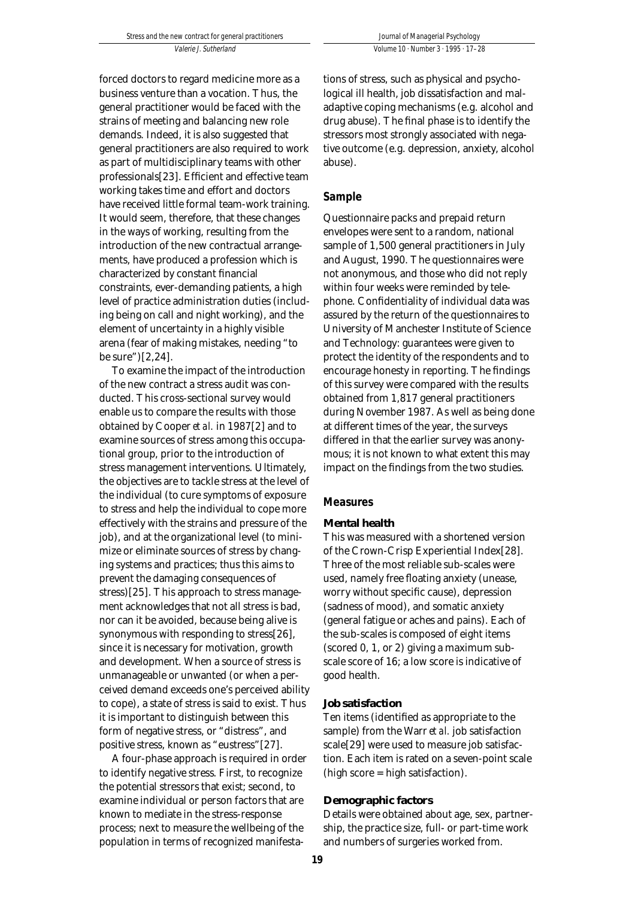forced doctors to regard medicine more as a business venture than a vocation. Thus, the general practitioner would be faced with the strains of meeting and balancing new role demands. Indeed, it is also suggested that general practitioners are also required to work as part of multidisciplinary teams with other professionals[23]. Efficient and effective team working takes time and effort and doctors have received little formal team-work training. It would seem, therefore, that these changes in the ways of working, resulting from the introduction of the new contractual arrangements, have produced a profession which is characterized by constant financial constraints, ever-demanding patients, a high level of practice administration duties (including being on call and night working), and the element of uncertainty in a highly visible arena (fear of making mistakes, needing "to be sure")[2,24].

To examine the impact of the introduction of the new contract a stress audit was conducted. This cross-sectional survey would enable us to compare the results with those obtained by Cooper *et al.* in 1987[2] and to examine sources of stress among this occupational group, prior to the introduction of stress management interventions. Ultimately, the objectives are to tackle stress at the level of the individual (to cure symptoms of exposure to stress and help the individual to cope more effectively with the strains and pressure of the job), and at the organizational level (to minimize or eliminate sources of stress by changing systems and practices; thus this aims to prevent the damaging consequences of stress)[25]. This approach to stress management acknowledges that not all stress is bad, nor can it be avoided, because being alive is synonymous with responding to stress[26], since it is necessary for motivation, growth and development. When a source of stress is unmanageable or unwanted (or when a perceived demand exceeds one's perceived ability to cope), a state of stress is said to exist. Thus it is important to distinguish between this form of negative stress, or "distress", and positive stress, known as "eustress"[27].

A four-phase approach is required in order to identify negative stress. First, to recognize the potential stressors that exist; second, to examine individual or person factors that are known to mediate in the stress-response process; next to measure the wellbeing of the population in terms of recognized manifestations of stress, such as physical and psychological ill health, job dissatisfaction and maladaptive coping mechanisms (e.g. alcohol and drug abuse). The final phase is to identify the stressors most strongly associated with negative outcome (e.g. depression, anxiety, alcohol abuse).

## Sample

Questionnaire packs and prepaid return envelopes were sent to a random, national sample of 1,500 general practitioners in July and August, 1990. The questionnaires were not anonymous, and those who did not reply within four weeks were reminded by telephone. Confidentiality of individual data was assured by the return of the questionnaires to University of Manchester Institute of Science and Technology: guarantees were given to protect the identity of the respondents and to encourage honesty in reporting. The findings of this survey were compared with the results obtained from 1,817 general practitioners during November 1987. As well as being done at different times of the year, the surveys differed in that the earlier survey was anonymous; it is not known to what extent this may impact on the findings from the two studies.

## Measures

### Mental health

This was measured with a shortened version of the Crown-Crisp Experiential Index[28]. Three of the most reliable sub-scales were used, namely free floating anxiety (unease, worry without specific cause), depression (sadness of mood), and somatic anxiety (general fatigue or aches and pains). Each of the sub-scales is composed of eight items (scored 0, 1, or 2) giving a maximum sub-scale score of 16; a low score is indicative of good health.

### Job satisfaction

Ten items (identified as appropriate to the sample) from the Warr *et al.* job satisfaction scale[29] were used to measure job satisfaction. Each item is rated on a seven-point scale (high score = high satisfaction).

### Demographic factors

Details were obtained about age, sex, partnership, the practice size, full- or part-time work and numbers of surgeries worked from.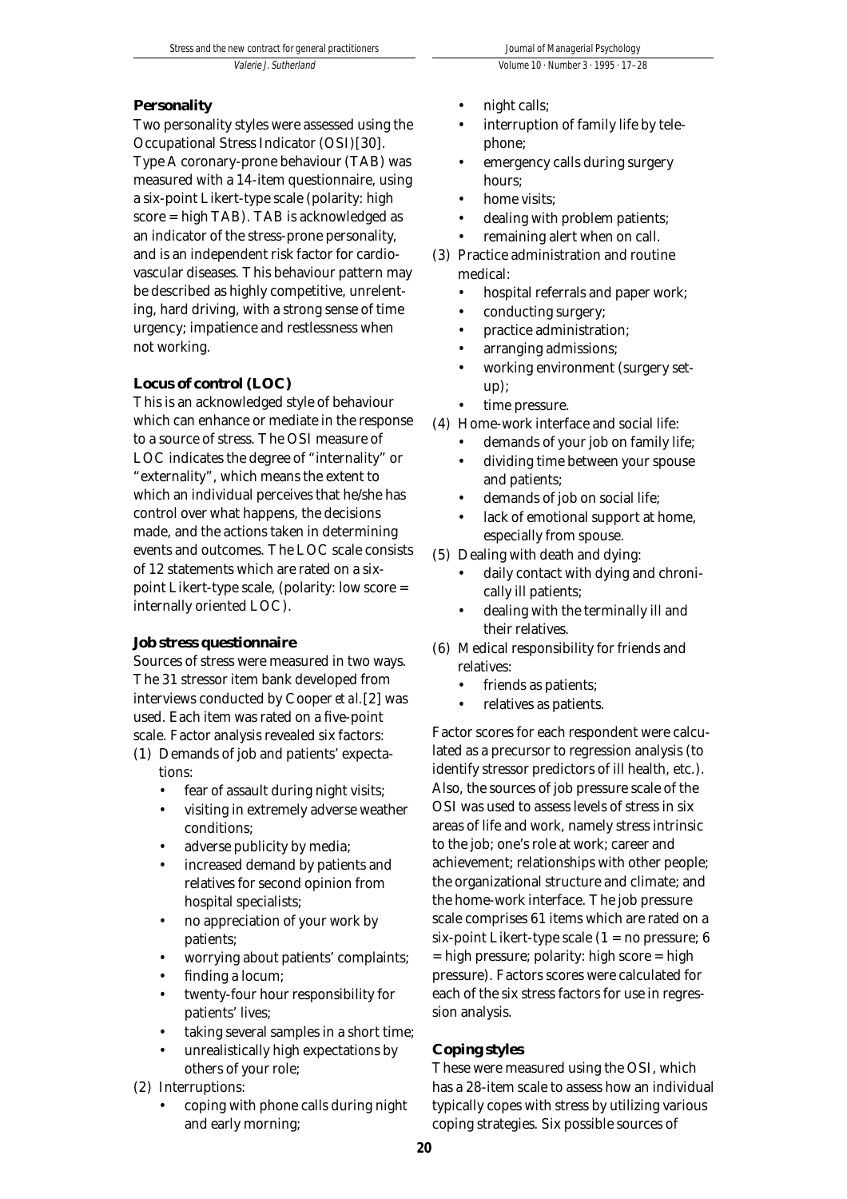### Personality

Two personality styles were assessed using the Occupational Stress Indicator (OSI)[30]. Type A coronary-prone behaviour (TAB) was measured with a 14-item questionnaire, using a six-point Likert-type scale (polarity: high score = high TAB). TAB is acknowledged as an indicator of the stress-prone personality, and is an independent risk factor for cardiovascular diseases. This behaviour pattern may be described as highly competitive, unrelenting, hard driving, with a strong sense of time urgency; impatience and restlessness when not working.

### Locus of control (LOC)

This is an acknowledged style of behaviour which can enhance or mediate in the response to a source of stress. The OSI measure of LOC indicates the degree of "internality" or "externality", which means the extent to which an individual perceives that he/she has control over what happens, the decisions made, and the actions taken in determining events and outcomes. The LOC scale consists of 12 statements which are rated on a six-point Likert-type scale, (polarity: low score = internally oriented LOC).

### Job stress questionnaire

Sources of stress were measured in two ways. The 31 stressor item bank developed from interviews conducted by Cooper *et al.*[2] was used. Each item was rated on a five-point scale. Factor analysis revealed six factors:

(1) Demands of job and patients' expectations:
- fear of assault during night visits;
- visiting in extremely adverse weather conditions;
- adverse publicity by media;
- increased demand by patients and relatives for second opinion from hospital specialists;
- no appreciation of your work by patients;
- worrying about patients' complaints;
- finding a locum;
- twenty-four hour responsibility for patients' lives;
- taking several samples in a short time;
- unrealistically high expectations by others of your role;

(2) Interruptions:
- coping with phone calls during night and early morning;
- night calls;
- interruption of family life by telephone;
- emergency calls during surgery hours;
- home visits;
- dealing with problem patients;
- remaining alert when on call.

(3) Practice administration and routine medical:
- hospital referrals and paper work;
- conducting surgery;
- practice administration;
- arranging admissions;
- working environment (surgery set-up);
- time pressure.

(4) Home-work interface and social life:
- demands of your job on family life;
- dividing time between your spouse and patients;
- demands of job on social life;
- lack of emotional support at home, especially from spouse.

(5) Dealing with death and dying:
- daily contact with dying and chronically ill patients;
- dealing with the terminally ill and their relatives.

(6) Medical responsibility for friends and relatives:
- friends as patients;
- relatives as patients.

Factor scores for each respondent were calculated as a precursor to regression analysis (to identify stressor predictors of ill health, etc.). Also, the sources of job pressure scale of the OSI was used to assess levels of stress in six areas of life and work, namely stress intrinsic to the job; one's role at work; career and achievement; relationships with other people; the organizational structure and climate; and the home-work interface. The job pressure scale comprises 61 items which are rated on a six-point Likert-type scale (1 = no pressure; 6 = high pressure; polarity: high score = high pressure). Factors scores were calculated for each of the six stress factors for use in regression analysis.

### Coping styles

These were measured using the OSI, which has a 28-item scale to assess how an individual typically copes with stress by utilizing various coping strategies. Six possible sources of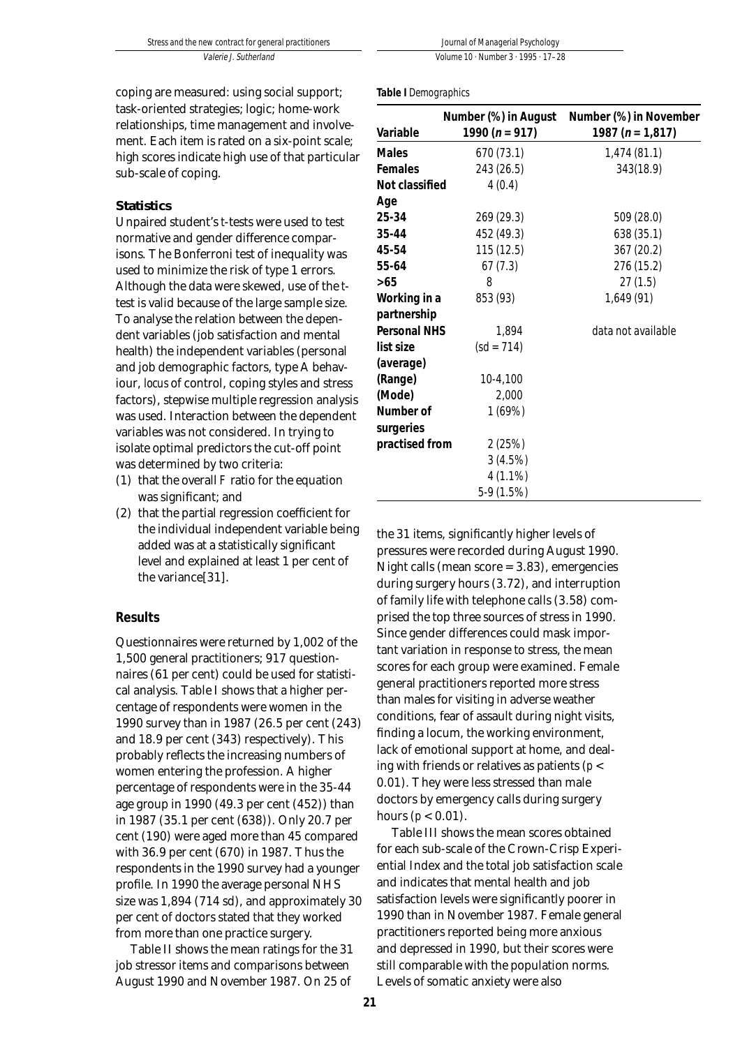coping are measured: using social support; task-oriented strategies; logic; home-work relationships, time management and involvement. Each item is rated on a six-point scale; high scores indicate high use of that particular sub-scale of coping.

### Statistics

Unpaired student's *t*-tests were used to test normative and gender difference comparisons. The Bonferroni test of inequality was used to minimize the risk of type 1 errors. Although the data were skewed, use of the *t*-test is valid because of the large sample size. To analyse the relation between the dependent variables (job satisfaction and mental health) the independent variables (personal and job demographic factors, type A behaviour, *locus* of control, coping styles and stress factors), stepwise multiple regression analysis was used. Interaction between the dependent variables was not considered. In trying to isolate optimal predictors the cut-off point was determined by two criteria:

(1) that the overall *F* ratio for the equation was significant; and
(2) that the partial regression coefficient for the individual independent variable being added was at a statistically significant level and explained at least 1 per cent of the variance[31].

## Results

Questionnaires were returned by 1,002 of the 1,500 general practitioners; 917 questionnaires (61 per cent) could be used for statistical analysis. Table I shows that a higher percentage of respondents were women in the 1990 survey than in 1987 (26.5 per cent (243) and 18.9 per cent (343) respectively). This probably reflects the increasing numbers of women entering the profession. A higher percentage of respondents were in the 35-44 age group in 1990 (49.3 per cent (452)) than in 1987 (35.1 per cent (638)). Only 20.7 per cent (190) were aged more than 45 compared with 36.9 per cent (670) in 1987. Thus the respondents in the 1990 survey had a younger profile. In 1990 the average personal NHS size was 1,894 (714 sd), and approximately 30 per cent of doctors stated that they worked from more than one practice surgery.

Table II shows the mean ratings for the 31 job stressor items and comparisons between August 1990 and November 1987. On 25 of the 31 items, significantly higher levels of pressures were recorded during August 1990. Night calls (mean score = 3.83), emergencies during surgery hours (3.72), and interruption of family life with telephone calls (3.58) comprised the top three sources of stress in 1990. Since gender differences could mask important variation in response to stress, the mean scores for each group were examined. Female general practitioners reported more stress than males for visiting in adverse weather conditions, fear of assault during night visits, finding a locum, the working environment, lack of emotional support at home, and dealing with friends or relatives as patients ($p < 0.01$). They were less stressed than male doctors by emergency calls during surgery hours ($p < 0.01$).

**Table I** Demographics

| Variable | Number (%) in August 1990 ($n$ = 917) | Number (%) in November 1987 ($n$ = 1,817) |
|---|---|---|
| **Males** | 670 (73.1) | 1,474 (81.1) |
| **Females** | 243 (26.5) | 343(18.9) |
| **Not classified** | 4 (0.4) | |
| **Age** | | |
| **25-34** | 269 (29.3) | 509 (28.0) |
| **35-44** | 452 (49.3) | 638 (35.1) |
| **45-54** | 115 (12.5) | 367 (20.2) |
| **55-64** | 67 (7.3) | 276 (15.2) |
| **>65** | 8 | 27 (1.5) |
| **Working in a partnership** | 853 (93) | 1,649 (91) |
| **Personal NHS list size (average)** | 1,894 (sd = 714) | data not available |
| **(Range)** | 10-4,100 | |
| **(Mode)** | 2,000 | |
| **Number of surgeries** | 1 (69%) | |
| **practised from** | 2 (25%) | |
| | 3 (4.5%) | |
| | 4 (1.1%) | |
| | 5-9 (1.5%) | |

Table III shows the mean scores obtained for each sub-scale of the Crown-Crisp Experiential Index and the total job satisfaction scale and indicates that mental health and job satisfaction levels were significantly poorer in 1990 than in November 1987. Female general practitioners reported being more anxious and depressed in 1990, but their scores were still comparable with the population norms. Levels of somatic anxiety were also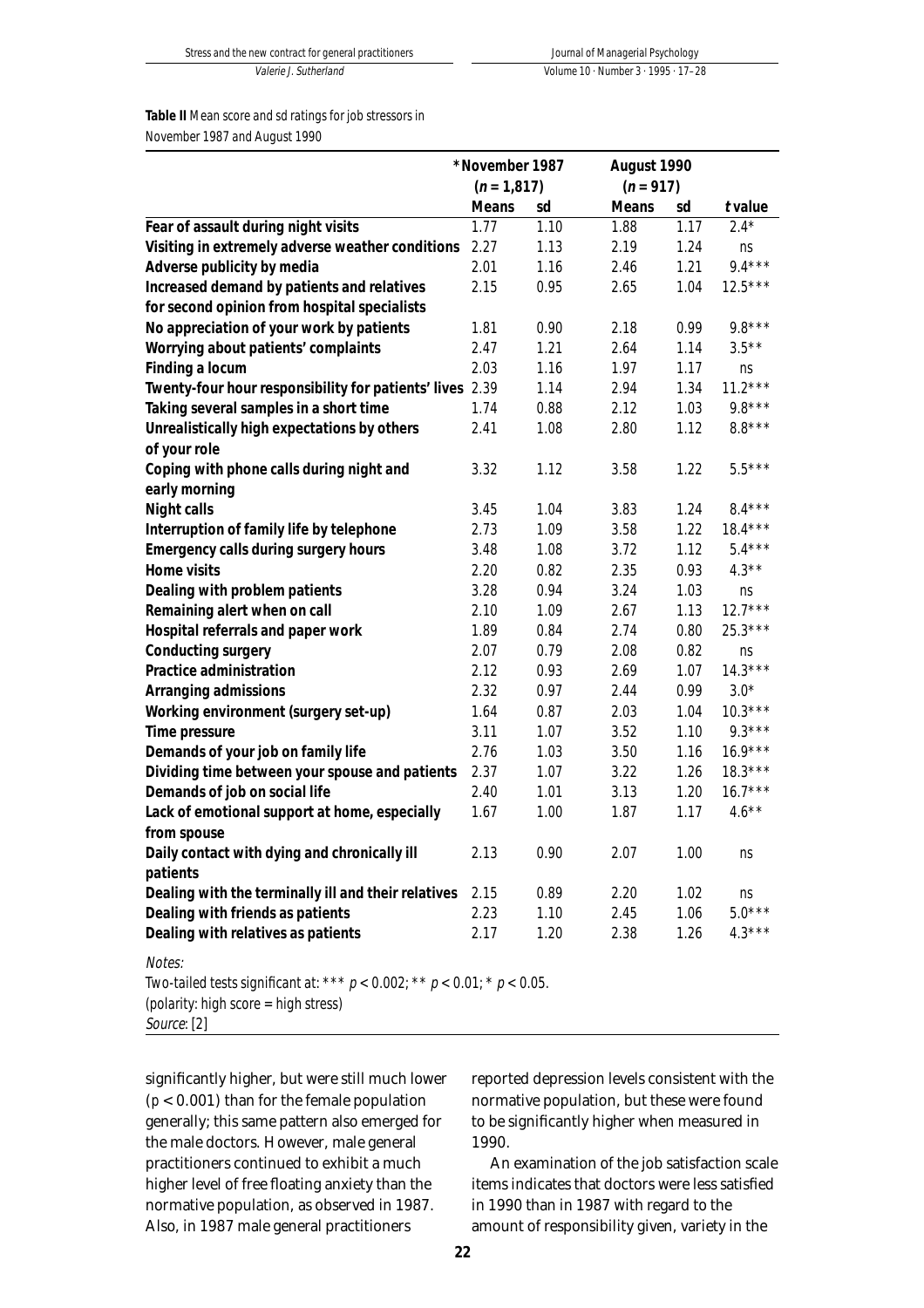**Table II** Mean score and sd ratings for job stressors in November 1987 and August 1990

| | *November 1987 ($n$ = 1,817) | | August 1990 ($n$ = 917) | | |
|---|---|---|---|---|---|
| | Means | sd | Means | sd | *t* value |
| **Fear of assault during night visits** | 1.77 | 1.10 | 1.88 | 1.17 | 2.4* |
| **Visiting in extremely adverse weather conditions** | 2.27 | 1.13 | 2.19 | 1.24 | ns |
| **Adverse publicity by media** | 2.01 | 1.16 | 2.46 | 1.21 | 9.4*** |
| **Increased demand by patients and relatives for second opinion from hospital specialists** | 2.15 | 0.95 | 2.65 | 1.04 | 12.5*** |
| **No appreciation of your work by patients** | 1.81 | 0.90 | 2.18 | 0.99 | 9.8*** |
| **Worrying about patients' complaints** | 2.47 | 1.21 | 2.64 | 1.14 | 3.5** |
| **Finding a locum** | 2.03 | 1.16 | 1.97 | 1.17 | ns |
| **Twenty-four hour responsibility for patients' lives** | 2.39 | 1.14 | 2.94 | 1.34 | 11.2*** |
| **Taking several samples in a short time** | 1.74 | 0.88 | 2.12 | 1.03 | 9.8*** |
| **Unrealistically high expectations by others of your role** | 2.41 | 1.08 | 2.80 | 1.12 | 8.8*** |
| **Coping with phone calls during night and early morning** | 3.32 | 1.12 | 3.58 | 1.22 | 5.5*** |
| **Night calls** | 3.45 | 1.04 | 3.83 | 1.24 | 8.4*** |
| **Interruption of family life by telephone** | 2.73 | 1.09 | 3.58 | 1.22 | 18.4*** |
| **Emergency calls during surgery hours** | 3.48 | 1.08 | 3.72 | 1.12 | 5.4*** |
| **Home visits** | 2.20 | 0.82 | 2.35 | 0.93 | 4.3** |
| **Dealing with problem patients** | 3.28 | 0.94 | 3.24 | 1.03 | ns |
| **Remaining alert when on call** | 2.10 | 1.09 | 2.67 | 1.13 | 12.7*** |
| **Hospital referrals and paper work** | 1.89 | 0.84 | 2.74 | 0.80 | 25.3*** |
| **Conducting surgery** | 2.07 | 0.79 | 2.08 | 0.82 | ns |
| **Practice administration** | 2.12 | 0.93 | 2.69 | 1.07 | 14.3*** |
| **Arranging admissions** | 2.32 | 0.97 | 2.44 | 0.99 | 3.0* |
| **Working environment (surgery set-up)** | 1.64 | 0.87 | 2.03 | 1.04 | 10.3*** |
| **Time pressure** | 3.11 | 1.07 | 3.52 | 1.10 | 9.3*** |
| **Demands of your job on family life** | 2.76 | 1.03 | 3.50 | 1.16 | 16.9*** |
| **Dividing time between your spouse and patients** | 2.37 | 1.07 | 3.22 | 1.26 | 18.3*** |
| **Demands of job on social life** | 2.40 | 1.01 | 3.13 | 1.20 | 16.7*** |
| **Lack of emotional support at home, especially from spouse** | 1.67 | 1.00 | 1.87 | 1.17 | 4.6** |
| **Daily contact with dying and chronically ill patients** | 2.13 | 0.90 | 2.07 | 1.00 | ns |
| **Dealing with the terminally ill and their relatives** | 2.15 | 0.89 | 2.20 | 1.02 | ns |
| **Dealing with friends as patients** | 2.23 | 1.10 | 2.45 | 1.06 | 5.0*** |
| **Dealing with relatives as patients** | 2.17 | 1.20 | 2.38 | 1.26 | 4.3*** |

*Notes:*
*Two-tailed tests significant at:* *** $p < 0.002$; ** $p < 0.01$; * $p < 0.05$.
*(polarity: high score = high stress)*
*Source*: [2]

significantly higher, but were still much lower ($p < 0.001$) than for the female population generally; this same pattern also emerged for the male doctors. However, male general practitioners continued to exhibit a much higher level of free floating anxiety than the normative population, as observed in 1987. Also, in 1987 male general practitioners reported depression levels consistent with the normative population, but these were found to be significantly higher when measured in 1990.

An examination of the job satisfaction scale items indicates that doctors were less satisfied in 1990 than in 1987 with regard to the amount of responsibility given, variety in the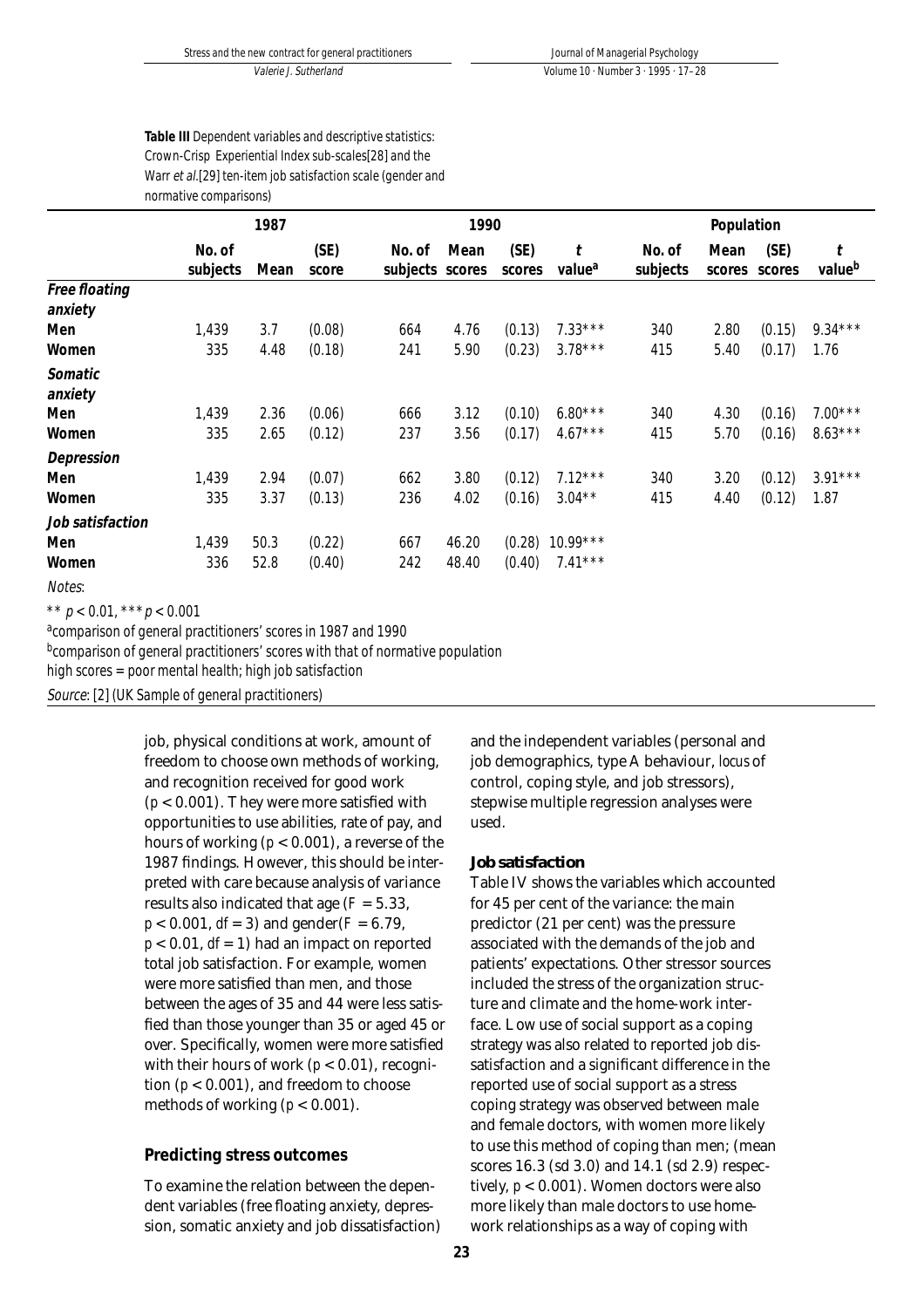**Table III** Dependent variables and descriptive statistics: Crown-Crisp Experiential Index sub-scales[28] and the Warr *et al.*[29] ten-item job satisfaction scale (gender and normative comparisons)

| | 1987 | | | 1990 | | | | Population | | | |
|---|---|---|---|---|---|---|---|---|---|---|---|
| | No. of subjects | Mean | (SE) score | No. of subjects | Mean scores | (SE) scores | t value[a] | No. of subjects | Mean scores | (SE) scores | t value[b] |
| ***Free floating anxiety*** | | | | | | | | | | | |
| **Men** | 1,439 | 3.7 | (0.08) | 664 | 4.76 | (0.13) | 7.33*** | 340 | 2.80 | (0.15) | 9.34*** |
| **Women** | 335 | 4.48 | (0.18) | 241 | 5.90 | (0.23) | 3.78*** | 415 | 5.40 | (0.17) | 1.76 |
| ***Somatic anxiety*** | | | | | | | | | | | |
| **Men** | 1,439 | 2.36 | (0.06) | 666 | 3.12 | (0.10) | 6.80*** | 340 | 4.30 | (0.16) | 7.00*** |
| **Women** | 335 | 2.65 | (0.12) | 237 | 3.56 | (0.17) | 4.67*** | 415 | 5.70 | (0.16) | 8.63*** |
| ***Depression*** | | | | | | | | | | | |
| **Men** | 1,439 | 2.94 | (0.07) | 662 | 3.80 | (0.12) | 7.12*** | 340 | 3.20 | (0.12) | 3.91*** |
| **Women** | 335 | 3.37 | (0.13) | 236 | 4.02 | (0.16) | 3.04** | 415 | 4.40 | (0.12) | 1.87 |
| ***Job satisfaction*** | | | | | | | | | | | |
| **Men** | 1,439 | 50.3 | (0.22) | 667 | 46.20 | (0.28) | 10.99*** | | | | |
| **Women** | 336 | 52.8 | (0.40) | 242 | 48.40 | (0.40) | 7.41*** | | | | |

*Notes*:

** $p < 0.01$, *** $p < 0.001$

[a]comparison of general practitioners' scores in 1987 and 1990

[b]comparison of general practitioners' scores with that of normative population

high scores = poor mental health; high job satisfaction

*Source*: [2] (UK Sample of general practitioners)

job, physical conditions at work, amount of freedom to choose own methods of working, and recognition received for good work ($p < 0.001$). They were more satisfied with opportunities to use abilities, rate of pay, and hours of working ($p < 0.001$), a reverse of the 1987 findings. However, this should be interpreted with care because analysis of variance results also indicated that age ($F = 5.33$, $p < 0.001$, $df = 3$) and gender($F = 6.79$, $p < 0.01$, $df = 1$) had an impact on reported total job satisfaction. For example, women were more satisfied than men, and those between the ages of 35 and 44 were less satisfied than those younger than 35 or aged 45 or over. Specifically, women were more satisfied with their hours of work ($p < 0.01$), recognition ($p < 0.001$), and freedom to choose methods of working ($p < 0.001$).

## Predicting stress outcomes

To examine the relation between the dependent variables (free floating anxiety, depression, somatic anxiety and job dissatisfaction) and the independent variables (personal and job demographics, type A behaviour, *locus* of control, coping style, and job stressors), stepwise multiple regression analyses were used.

### Job satisfaction

Table IV shows the variables which accounted for 45 per cent of the variance: the main predictor (21 per cent) was the pressure associated with the demands of the job and patients' expectations. Other stressor sources included the stress of the organization structure and climate and the home-work interface. Low use of social support as a coping strategy was also related to reported job dissatisfaction and a significant difference in the reported use of social support as a stress coping strategy was observed between male and female doctors, with women more likely to use this method of coping than men; (mean scores 16.3 (sd 3.0) and 14.1 (sd 2.9) respectively, $p < 0.001$). Women doctors were also more likely than male doctors to use home-work relationships as a way of coping with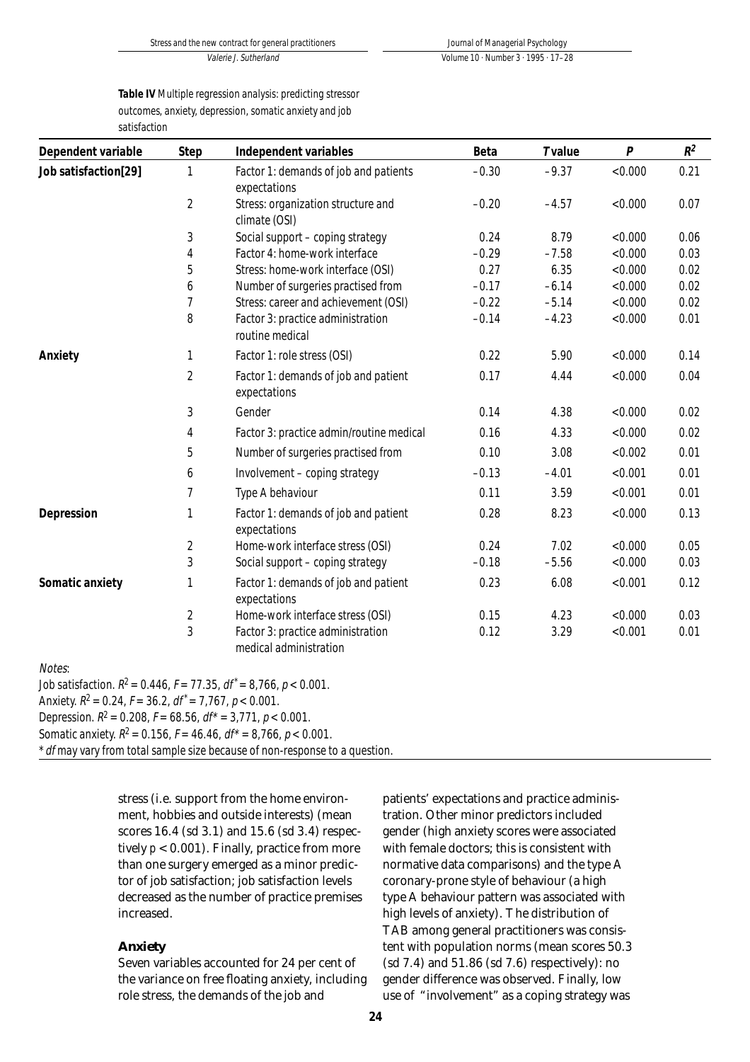**Table IV** Multiple regression analysis: predicting stressor outcomes, anxiety, depression, somatic anxiety and job satisfaction

| Dependent variable | Step | Independent variables | Beta | *T* value | *P* | $R^2$ |
|---|---|---|---|---|---|---|
| Job satisfaction[29] | 1 | Factor 1: demands of job and patients expectations | –0.30 | –9.37 | <0.000 | 0.21 |
| | 2 | Stress: organization structure and climate (OSI) | –0.20 | –4.57 | <0.000 | 0.07 |
| | 3 | Social support – coping strategy | 0.24 | 8.79 | <0.000 | 0.06 |
| | 4 | Factor 4: home-work interface | –0.29 | –7.58 | <0.000 | 0.03 |
| | 5 | Stress: home-work interface (OSI) | 0.27 | 6.35 | <0.000 | 0.02 |
| | 6 | Number of surgeries practised from | –0.17 | –6.14 | <0.000 | 0.02 |
| | 7 | Stress: career and achievement (OSI) | –0.22 | –5.14 | <0.000 | 0.02 |
| | 8 | Factor 3: practice administration routine medical | –0.14 | –4.23 | <0.000 | 0.01 |
| Anxiety | 1 | Factor 1: role stress (OSI) | 0.22 | 5.90 | <0.000 | 0.14 |
| | 2 | Factor 1: demands of job and patient expectations | 0.17 | 4.44 | <0.000 | 0.04 |
| | 3 | Gender | 0.14 | 4.38 | <0.000 | 0.02 |
| | 4 | Factor 3: practice admin/routine medical | 0.16 | 4.33 | <0.000 | 0.02 |
| | 5 | Number of surgeries practised from | 0.10 | 3.08 | <0.002 | 0.01 |
| | 6 | Involvement – coping strategy | –0.13 | –4.01 | <0.001 | 0.01 |
| | 7 | Type A behaviour | 0.11 | 3.59 | <0.001 | 0.01 |
| Depression | 1 | Factor 1: demands of job and patient expectations | 0.28 | 8.23 | <0.000 | 0.13 |
| | 2 | Home-work interface stress (OSI) | 0.24 | 7.02 | <0.000 | 0.05 |
| | 3 | Social support – coping strategy | –0.18 | –5.56 | <0.000 | 0.03 |
| Somatic anxiety | 1 | Factor 1: demands of job and patient expectations | 0.23 | 6.08 | <0.001 | 0.12 |
| | 2 | Home-work interface stress (OSI) | 0.15 | 4.23 | <0.000 | 0.03 |
| | 3 | Factor 3: practice administration medical administration | 0.12 | 3.29 | <0.001 | 0.01 |

*Notes*:
Job satisfaction. $R^2 = 0.446$, $F = 77.35$, $df^* = 8,766$, $p < 0.001$.
Anxiety. $R^2 = 0.24$, $F = 36.2$, $df^* = 7,767$, $p < 0.001$.
Depression. $R^2 = 0.208$, $F = 68.56$, $df^* = 3,771$, $p < 0.001$.
Somatic anxiety. $R^2 = 0.156$, $F = 46.46$, $df^* = 8,766$, $p < 0.001$.
* *df* may vary from total sample size because of non-response to a question.

stress (i.e. support from the home environment, hobbies and outside interests) (mean scores 16.4 (sd 3.1) and 15.6 (sd 3.4) respectively $p < 0.001$). Finally, practice from more than one surgery emerged as a minor predictor of job satisfaction; job satisfaction levels decreased as the number of practice premises increased.

### Anxiety

Seven variables accounted for 24 per cent of the variance on free floating anxiety, including role stress, the demands of the job and patients' expectations and practice administration. Other minor predictors included gender (high anxiety scores were associated with female doctors; this is consistent with normative data comparisons) and the type A coronary-prone style of behaviour (a high type A behaviour pattern was associated with high levels of anxiety). The distribution of TAB among general practitioners was consistent with population norms (mean scores 50.3 (sd 7.4) and 51.86 (sd 7.6) respectively): no gender difference was observed. Finally, low use of "involvement" as a coping strategy was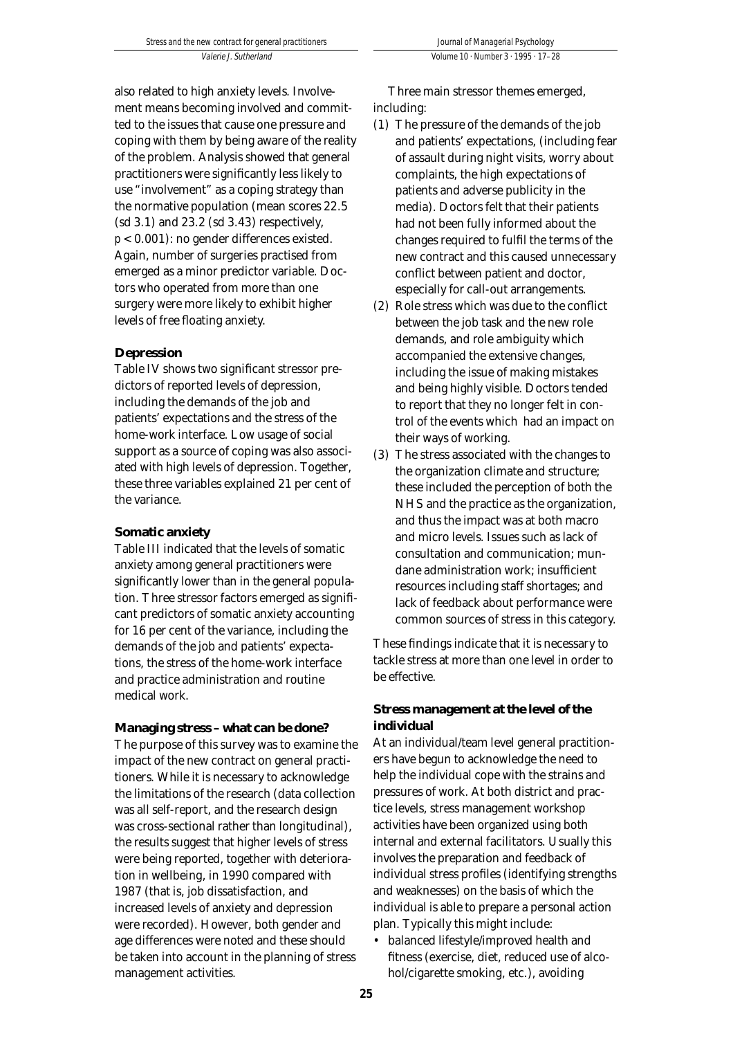also related to high anxiety levels. Involvement means becoming involved and committed to the issues that cause one pressure and coping with them by being aware of the reality of the problem. Analysis showed that general practitioners were significantly less likely to use "involvement" as a coping strategy than the normative population (mean scores 22.5 (sd 3.1) and 23.2 (sd 3.43) respectively, $p < 0.001$): no gender differences existed. Again, number of surgeries practised from emerged as a minor predictor variable. Doctors who operated from more than one surgery were more likely to exhibit higher levels of free floating anxiety.

### Depression

Table IV shows two significant stressor predictors of reported levels of depression, including the demands of the job and patients' expectations and the stress of the home-work interface. Low usage of social support as a source of coping was also associated with high levels of depression. Together, these three variables explained 21 per cent of the variance.

### Somatic anxiety

Table III indicated that the levels of somatic anxiety among general practitioners were significantly lower than in the general population. Three stressor factors emerged as significant predictors of somatic anxiety accounting for 16 per cent of the variance, including the demands of the job and patients' expectations, the stress of the home-work interface and practice administration and routine medical work.

### Managing stress – what can be done?

The purpose of this survey was to examine the impact of the new contract on general practitioners. While it is necessary to acknowledge the limitations of the research (data collection was all self-report, and the research design was cross-sectional rather than longitudinal), the results suggest that higher levels of stress were being reported, together with deterioration in wellbeing, in 1990 compared with 1987 (that is, job dissatisfaction, and increased levels of anxiety and depression were recorded). However, both gender and age differences were noted and these should be taken into account in the planning of stress management activities.

Three main stressor themes emerged, including:

(1) The pressure of the demands of the job and patients' expectations, (including fear of assault during night visits, worry about complaints, the high expectations of patients and adverse publicity in the media). Doctors felt that their patients had not been fully informed about the changes required to fulfil the terms of the new contract and this caused unnecessary conflict between patient and doctor, especially for call-out arrangements.
(2) Role stress which was due to the conflict between the job task and the new role demands, and role ambiguity which accompanied the extensive changes, including the issue of making mistakes and being highly visible. Doctors tended to report that they no longer felt in control of the events which had an impact on their ways of working.
(3) The stress associated with the changes to the organization climate and structure; these included the perception of both the NHS and the practice as the organization, and thus the impact was at both macro and micro levels. Issues such as lack of consultation and communication; mundane administration work; insufficient resources including staff shortages; and lack of feedback about performance were common sources of stress in this category.

These findings indicate that it is necessary to tackle stress at more than one level in order to be effective.

### Stress management at the level of the individual

At an individual/team level general practitioners have begun to acknowledge the need to help the individual cope with the strains and pressures of work. At both district and practice levels, stress management workshop activities have been organized using both internal and external facilitators. Usually this involves the preparation and feedback of individual stress profiles (identifying strengths and weaknesses) on the basis of which the individual is able to prepare a personal action plan. Typically this might include:

- balanced lifestyle/improved health and fitness (exercise, diet, reduced use of alcohol/cigarette smoking, etc.), avoiding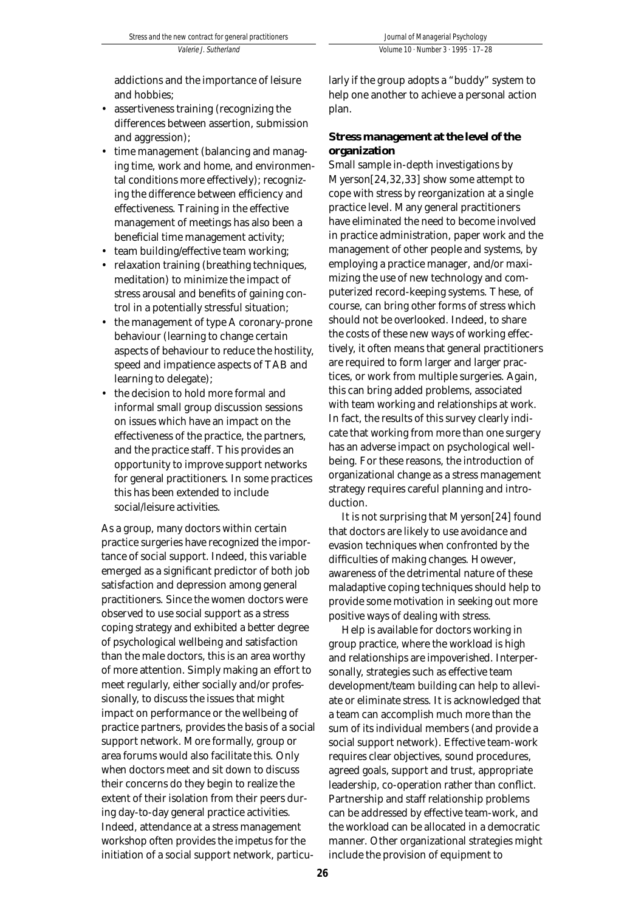addictions and the importance of leisure and hobbies;

- assertiveness training (recognizing the differences between assertion, submission and aggression);
- time management (balancing and managing time, work and home, and environmental conditions more effectively); recognizing the difference between efficiency and effectiveness. Training in the effective management of meetings has also been a beneficial time management activity;
- team building/effective team working;
- relaxation training (breathing techniques, meditation) to minimize the impact of stress arousal and benefits of gaining control in a potentially stressful situation;
- the management of type A coronary-prone behaviour (learning to change certain aspects of behaviour to reduce the hostility, speed and impatience aspects of TAB and learning to delegate);
- the decision to hold more formal and informal small group discussion sessions on issues which have an impact on the effectiveness of the practice, the partners, and the practice staff. This provides an opportunity to improve support networks for general practitioners. In some practices this has been extended to include social/leisure activities.

As a group, many doctors within certain practice surgeries have recognized the importance of social support. Indeed, this variable emerged as a significant predictor of both job satisfaction and depression among general practitioners. Since the women doctors were observed to use social support as a stress coping strategy and exhibited a better degree of psychological wellbeing and satisfaction than the male doctors, this is an area worthy of more attention. Simply making an effort to meet regularly, either socially and/or professionally, to discuss the issues that might impact on performance or the wellbeing of practice partners, provides the basis of a social support network. More formally, group or area forums would also facilitate this. Only when doctors meet and sit down to discuss their concerns do they begin to realize the extent of their isolation from their peers during day-to-day general practice activities. Indeed, attendance at a stress management workshop often provides the impetus for the initiation of a social support network, particularly if the group adopts a "buddy" system to help one another to achieve a personal action plan.

### Stress management at the level of the organization

Small sample in-depth investigations by Myerson[24,32,33] show some attempt to cope with stress by reorganization at a single practice level. Many general practitioners have eliminated the need to become involved in practice administration, paper work and the management of other people and systems, by employing a practice manager, and/or maximizing the use of new technology and computerized record-keeping systems. These, of course, can bring other forms of stress which should not be overlooked. Indeed, to share the costs of these new ways of working effectively, it often means that general practitioners are required to form larger and larger practices, or work from multiple surgeries. Again, this can bring added problems, associated with team working and relationships at work. In fact, the results of this survey clearly indicate that working from more than one surgery has an adverse impact on psychological wellbeing. For these reasons, the introduction of organizational change as a stress management strategy requires careful planning and introduction.

It is not surprising that Myerson[24] found that doctors are likely to use avoidance and evasion techniques when confronted by the difficulties of making changes. However, awareness of the detrimental nature of these maladaptive coping techniques should help to provide some motivation in seeking out more positive ways of dealing with stress.

Help is available for doctors working in group practice, where the workload is high and relationships are impoverished. Interpersonally, strategies such as effective team development/team building can help to alleviate or eliminate stress. It is acknowledged that a team can accomplish much more than the sum of its individual members (and provide a social support network). Effective team-work requires clear objectives, sound procedures, agreed goals, support and trust, appropriate leadership, co-operation rather than conflict. Partnership and staff relationship problems can be addressed by effective team-work, and the workload can be allocated in a democratic manner. Other organizational strategies might include the provision of equipment to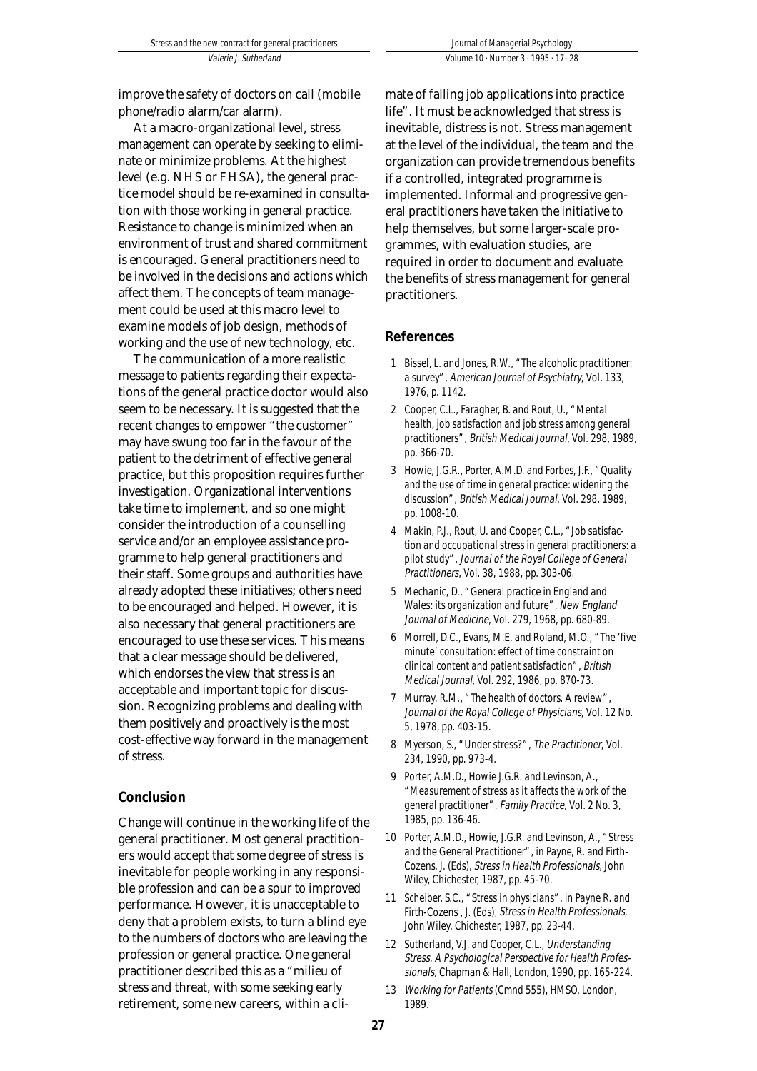improve the safety of doctors on call (mobile phone/radio alarm/car alarm).

At a macro-organizational level, stress management can operate by seeking to eliminate or minimize problems. At the highest level (e.g. NHS or FHSA), the general practice model should be re-examined in consultation with those working in general practice. Resistance to change is minimized when an environment of trust and shared commitment is encouraged. General practitioners need to be involved in the decisions and actions which affect them. The concepts of team management could be used at this macro level to examine models of job design, methods of working and the use of new technology, etc.

The communication of a more realistic message to patients regarding their expectations of the general practice doctor would also seem to be necessary. It is suggested that the recent changes to empower "the customer" may have swung too far in the favour of the patient to the detriment of effective general practice, but this proposition requires further investigation. Organizational interventions take time to implement, and so one might consider the introduction of a counselling service and/or an employee assistance programme to help general practitioners and their staff. Some groups and authorities have already adopted these initiatives; others need to be encouraged and helped. However, it is also necessary that general practitioners are encouraged to use these services. This means that a clear message should be delivered, which endorses the view that stress is an acceptable and important topic for discussion. Recognizing problems and dealing with them positively and proactively is the most cost-effective way forward in the management of stress.

## Conclusion

Change will continue in the working life of the general practitioner. Most general practitioners would accept that some degree of stress is inevitable for people working in any responsible profession and can be a spur to improved performance. However, it is unacceptable to deny that a problem exists, to turn a blind eye to the numbers of doctors who are leaving the profession or general practice. One general practitioner described this as a "milieu of stress and threat, with some seeking early retirement, some new careers, within a climate of falling job applications into practice life". It must be acknowledged that stress is inevitable, distress is not. Stress management at the level of the individual, the team and the organization can provide tremendous benefits if a controlled, integrated programme is implemented. Informal and progressive general practitioners have taken the initiative to help themselves, but some larger-scale programmes, with evaluation studies, are required in order to document and evaluate the benefits of stress management for general practitioners.

## References

1. Bissel, L. and Jones, R.W., "The alcoholic practitioner: a survey", *American Journal of Psychiatry*, Vol. 133, 1976, p. 1142.
2. Cooper, C.L., Faragher, B. and Rout, U., "Mental health, job satisfaction and job stress among general practitioners", *British Medical Journal*, Vol. 298, 1989, pp. 366-70.
3. Howie, J.G.R., Porter, A.M.D. and Forbes, J.F., "Quality and the use of time in general practice: widening the discussion", *British Medical Journal*, Vol. 298, 1989, pp. 1008-10.
4. Makin, P.J., Rout, U. and Cooper, C.L., "Job satisfaction and occupational stress in general practitioners: a pilot study", *Journal of the Royal College of General Practitioners*, Vol. 38, 1988, pp. 303-06.
5. Mechanic, D., "General practice in England and Wales: its organization and future", *New England Journal of Medicine*, Vol. 279, 1968, pp. 680-89.
6. Morrell, D.C., Evans, M.E. and Roland, M.O., "The 'five minute' consultation: effect of time constraint on clinical content and patient satisfaction", *British Medical Journal*, Vol. 292, 1986, pp. 870-73.
7. Murray, R.M., "The health of doctors. A review", *Journal of the Royal College of Physicians*, Vol. 12 No. 5, 1978, pp. 403-15.
8. Myerson, S., "Under stress?", *The Practitioner*, Vol. 234, 1990, pp. 973-4.
9. Porter, A.M.D., Howie J.G.R. and Levinson, A., "Measurement of stress as it affects the work of the general practitioner", *Family Practice*, Vol. 2 No. 3, 1985, pp. 136-46.
10. Porter, A.M.D., Howie, J.G.R. and Levinson, A., "Stress and the General Practitioner", in Payne, R. and Firth-Cozens, J. (Eds), *Stress in Health Professionals*, John Wiley, Chichester, 1987, pp. 45-70.
11. Scheiber, S.C., "Stress in physicians", in Payne R. and Firth-Cozens , J. (Eds), *Stress in Health Professionals*, John Wiley, Chichester, 1987, pp. 23-44.
12. Sutherland, V.J. and Cooper, C.L., *Understanding Stress. A Psychological Perspective for Health Professionals*, Chapman & Hall, London, 1990, pp. 165-224.
13. *Working for Patients* (Cmnd 555), HMSO, London, 1989.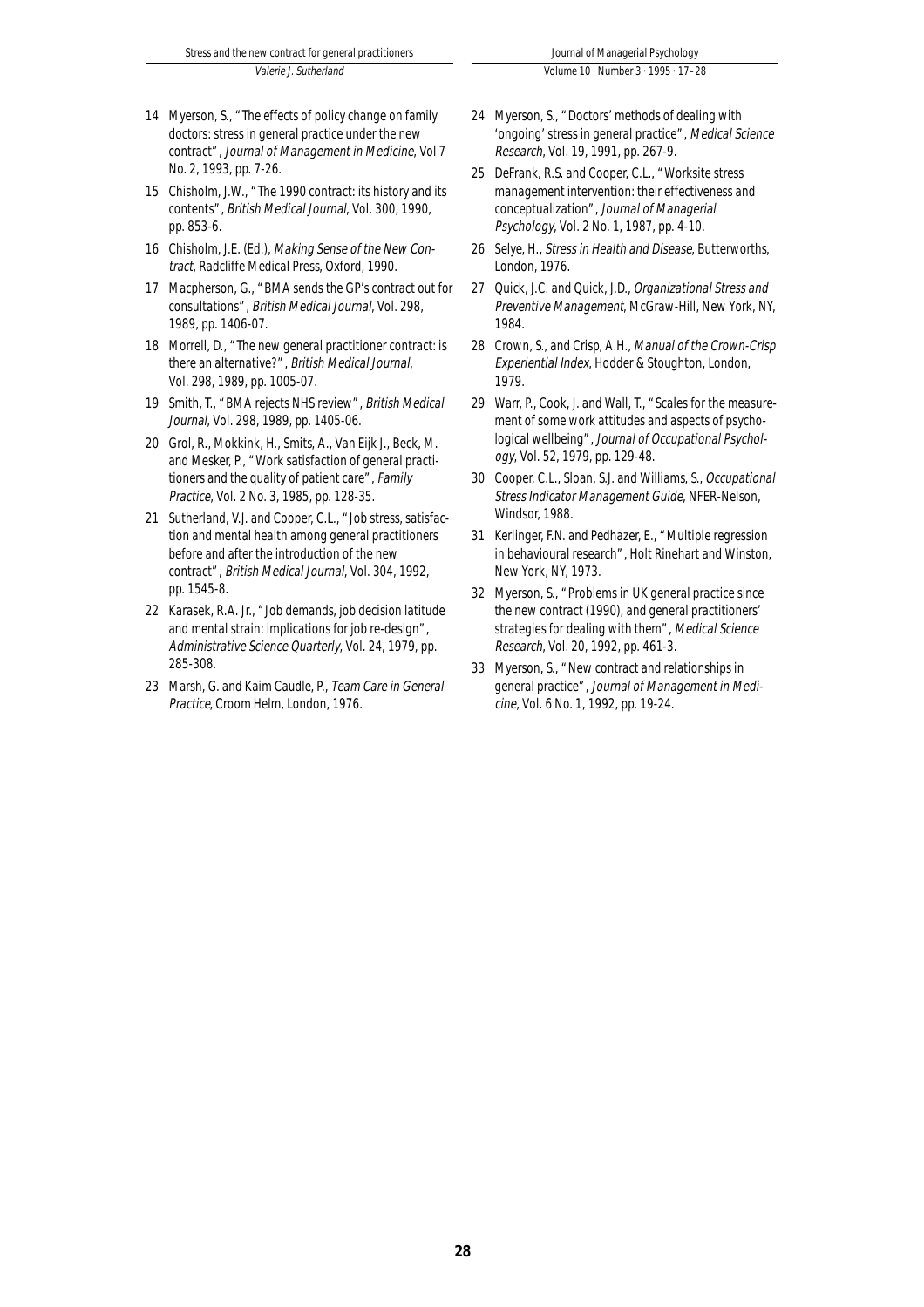14 Myerson, S., "The effects of policy change on family doctors: stress in general practice under the new contract", *Journal of Management in Medicine*, Vol 7 No. 2, 1993, pp. 7-26.

15 Chisholm, J.W., "The 1990 contract: its history and its contents", *British Medical Journal*, Vol. 300, 1990, pp. 853-6.

16 Chisholm, J.E. (Ed.), *Making Sense of the New Contract*, Radcliffe Medical Press, Oxford, 1990.

17 Macpherson, G., "BMA sends the GP's contract out for consultations", *British Medical Journal*, Vol. 298, 1989, pp. 1406-07.

18 Morrell, D., "The new general practitioner contract: is there an alternative?", *British Medical Journal*, Vol. 298, 1989, pp. 1005-07.

19 Smith, T., "BMA rejects NHS review", *British Medical Journal*, Vol. 298, 1989, pp. 1405-06.

20 Grol, R., Mokkink, H., Smits, A., Van Eijk J., Beck, M. and Mesker, P., "Work satisfaction of general practitioners and the quality of patient care", *Family Practice*, Vol. 2 No. 3, 1985, pp. 128-35.

21 Sutherland, V.J. and Cooper, C.L., "Job stress, satisfaction and mental health among general practitioners before and after the introduction of the new contract", *British Medical Journal*, Vol. 304, 1992, pp. 1545-8.

22 Karasek, R.A. Jr., "Job demands, job decision latitude and mental strain: implications for job re-design", *Administrative Science Quarterly*, Vol. 24, 1979, pp. 285-308.

23 Marsh, G. and Kaim Caudle, P., *Team Care in General Practice*, Croom Helm, London, 1976.

24 Myerson, S., "Doctors' methods of dealing with 'ongoing' stress in general practice", *Medical Science Research*, Vol. 19, 1991, pp. 267-9.

25 DeFrank, R.S. and Cooper, C.L., "Worksite stress management intervention: their effectiveness and conceptualization", *Journal of Managerial Psychology*, Vol. 2 No. 1, 1987, pp. 4-10.

26 Selye, H., *Stress in Health and Disease*, Butterworths, London, 1976.

27 Quick, J.C. and Quick, J.D., *Organizational Stress and Preventive Management*, McGraw-Hill, New York, NY, 1984.

28 Crown, S., and Crisp, A.H., *Manual of the Crown-Crisp Experiential Index*, Hodder & Stoughton, London, 1979.

29 Warr, P., Cook, J. and Wall, T., "Scales for the measurement of some work attitudes and aspects of psychological wellbeing", *Journal of Occupational Psychology*, Vol. 52, 1979, pp. 129-48.

30 Cooper, C.L., Sloan, S.J. and Williams, S., *Occupational Stress Indicator Management Guide*, NFER-Nelson, Windsor, 1988.

31 Kerlinger, F.N. and Pedhazer, E., "Multiple regression in behavioural research", Holt Rinehart and Winston, New York, NY, 1973.

32 Myerson, S., "Problems in UK general practice since the new contract (1990), and general practitioners' strategies for dealing with them", *Medical Science Research*, Vol. 20, 1992, pp. 461-3.

33 Myerson, S., "New contract and relationships in general practice", *Journal of Management in Medicine*, Vol. 6 No. 1, 1992, pp. 19-24.